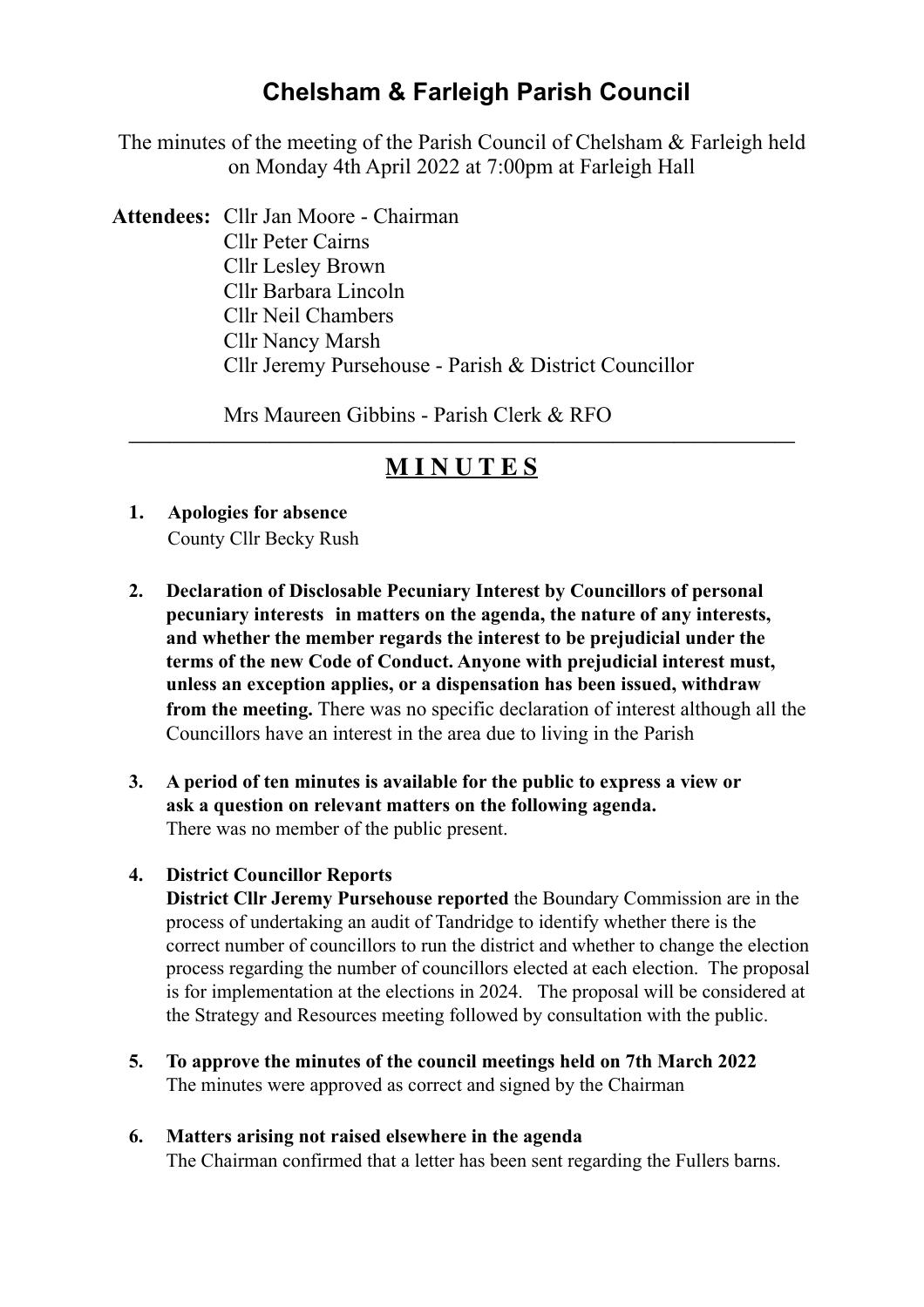# Chelsham & Farleigh Parish Council

The minutes of the meeting of the Parish Council of Chelsham & Farleigh held on Monday 4th April 2022 at 7:00pm at Farleigh Hall

**Attendees:** Cllr Jan Moore - Chairman
Cllr Peter Cairns
Cllr Lesley Brown
Cllr Barbara Lincoln
Cllr Neil Chambers
Cllr Nancy Marsh
Cllr Jeremy Pursehouse - Parish & District Councillor

Mrs Maureen Gibbins - Parish Clerk & RFO

---

## M I N U T E S

1. **Apologies for absence**
   County Cllr Becky Rush

2. **Declaration of Disclosable Pecuniary Interest by Councillors of personal pecuniary interests in matters on the agenda, the nature of any interests, and whether the member regards the interest to be prejudicial under the terms of the new Code of Conduct. Anyone with prejudicial interest must, unless an exception applies, or a dispensation has been issued, withdraw from the meeting.** There was no specific declaration of interest although all the Councillors have an interest in the area due to living in the Parish

3. **A period of ten minutes is available for the public to express a view or ask a question on relevant matters on the following agenda.**
   There was no member of the public present.

4. **District Councillor Reports**
   **District Cllr Jeremy Pursehouse reported** the Boundary Commission are in the process of undertaking an audit of Tandridge to identify whether there is the correct number of councillors to run the district and whether to change the election process regarding the number of councillors elected at each election. The proposal is for implementation at the elections in 2024. The proposal will be considered at the Strategy and Resources meeting followed by consultation with the public.

5. **To approve the minutes of the council meetings held on 7th March 2022**
   The minutes were approved as correct and signed by the Chairman

6. **Matters arising not raised elsewhere in the agenda**
   The Chairman confirmed that a letter has been sent regarding the Fullers barns.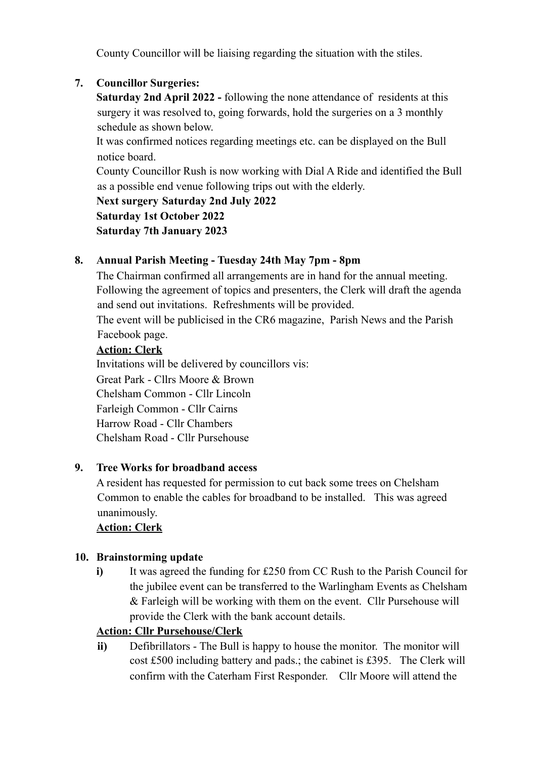County Councillor will be liaising regarding the situation with the stiles.

**7. Councillor Surgeries:**

**Saturday 2nd April 2022 -** following the none attendance of residents at this surgery it was resolved to, going forwards, hold the surgeries on a 3 monthly schedule as shown below.

It was confirmed notices regarding meetings etc. can be displayed on the Bull notice board.

County Councillor Rush is now working with Dial A Ride and identified the Bull as a possible end venue following trips out with the elderly.

**Next surgery Saturday 2nd July 2022**
**Saturday 1st October 2022**
**Saturday 7th January 2023**

**8. Annual Parish Meeting - Tuesday 24th May 7pm - 8pm**

The Chairman confirmed all arrangements are in hand for the annual meeting. Following the agreement of topics and presenters, the Clerk will draft the agenda and send out invitations. Refreshments will be provided.

The event will be publicised in the CR6 magazine, Parish News and the Parish Facebook page.

**Action: Clerk**

Invitations will be delivered by councillors vis:
Great Park - Cllrs Moore & Brown
Chelsham Common - Cllr Lincoln
Farleigh Common - Cllr Cairns
Harrow Road - Cllr Chambers
Chelsham Road - Cllr Pursehouse

**9. Tree Works for broadband access**

A resident has requested for permission to cut back some trees on Chelsham Common to enable the cables for broadband to be installed. This was agreed unanimously.

**Action: Clerk**

**10. Brainstorming update**

**i)** It was agreed the funding for £250 from CC Rush to the Parish Council for the jubilee event can be transferred to the Warlingham Events as Chelsham & Farleigh will be working with them on the event. Cllr Pursehouse will provide the Clerk with the bank account details.

**Action: Cllr Pursehouse/Clerk**

**ii)** Defibrillators - The Bull is happy to house the monitor. The monitor will cost £500 including battery and pads.; the cabinet is £395. The Clerk will confirm with the Caterham First Responder. Cllr Moore will attend the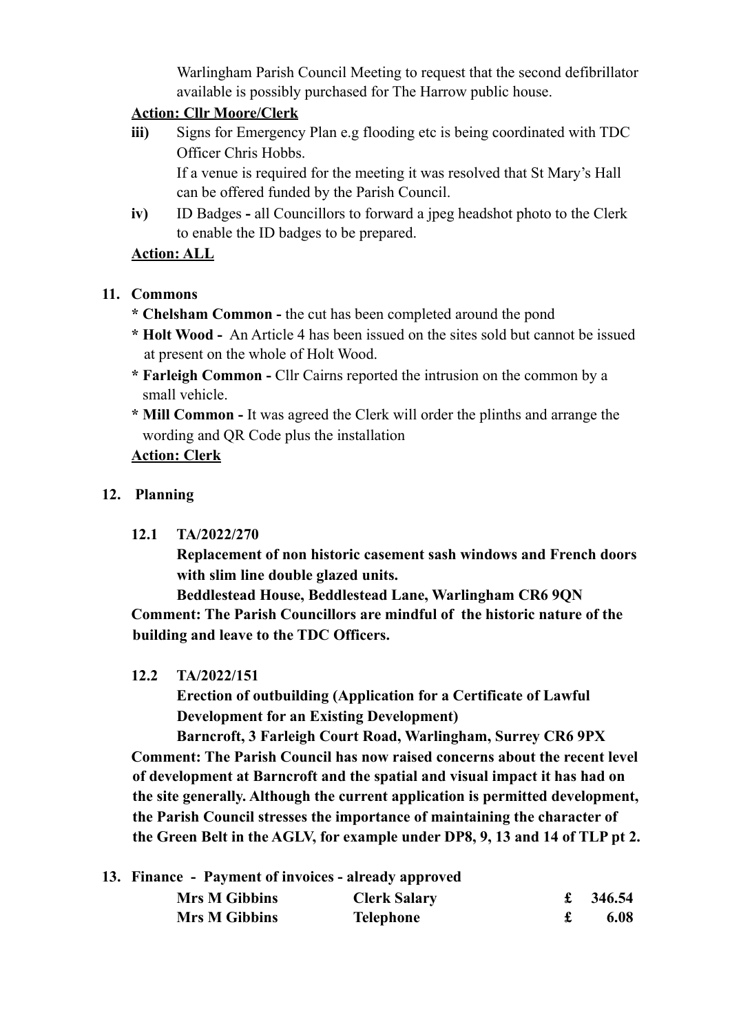Warlingham Parish Council Meeting to request that the second defibrillator available is possibly purchased for The Harrow public house.

**Action: Cllr Moore/Clerk**

**iii)** Signs for Emergency Plan e.g flooding etc is being coordinated with TDC Officer Chris Hobbs.
If a venue is required for the meeting it was resolved that St Mary's Hall can be offered funded by the Parish Council.

**iv)** ID Badges **-** all Councillors to forward a jpeg headshot photo to the Clerk to enable the ID badges to be prepared.

**Action: ALL**

**11. Commons**

* **Chelsham Common -** the cut has been completed around the pond
* **Holt Wood -** An Article 4 has been issued on the sites sold but cannot be issued at present on the whole of Holt Wood.
* **Farleigh Common -** Cllr Cairns reported the intrusion on the common by a small vehicle.
* **Mill Common -** It was agreed the Clerk will order the plinths and arrange the wording and QR Code plus the installation

**Action: Clerk**

**12. Planning**

**12.1 TA/2022/270**

**Replacement of non historic casement sash windows and French doors with slim line double glazed units.**

**Beddlestead House, Beddlestead Lane, Warlingham CR6 9QN**

**Comment: The Parish Councillors are mindful of the historic nature of the building and leave to the TDC Officers.**

**12.2 TA/2022/151**

**Erection of outbuilding (Application for a Certificate of Lawful Development for an Existing Development)**

**Barncroft, 3 Farleigh Court Road, Warlingham, Surrey CR6 9PX**

**Comment: The Parish Council has now raised concerns about the recent level of development at Barncroft and the spatial and visual impact it has had on the site generally. Although the current application is permitted development, the Parish Council stresses the importance of maintaining the character of the Green Belt in the AGLV, for example under DP8, 9, 13 and 14 of TLP pt 2.**

**13. Finance - Payment of invoices - already approved**

| | | |
|---|---|---|
| **Mrs M Gibbins** | **Clerk Salary** | **£ 346.54** |
| **Mrs M Gibbins** | **Telephone** | **£ 6.08** |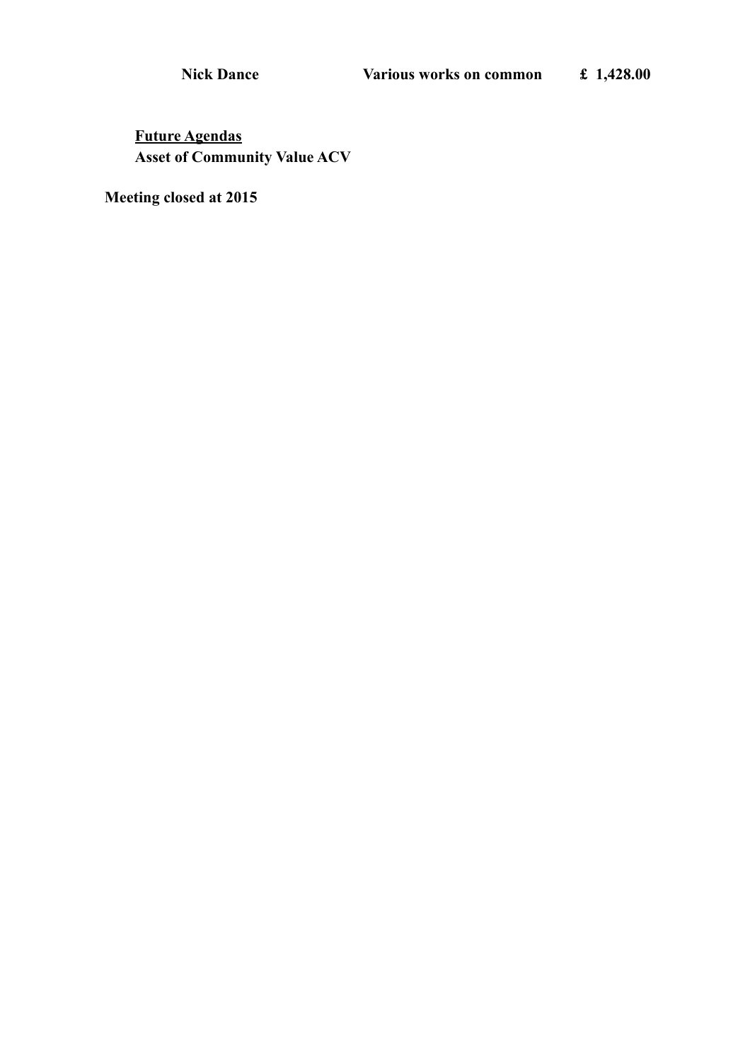| | | |
|---|---|---|
| **Nick Dance** | **Various works on common** | **£ 1,428.00** |

**<u>Future Agendas</u>**
**Asset of Community Value ACV**

**Meeting closed at 2015**